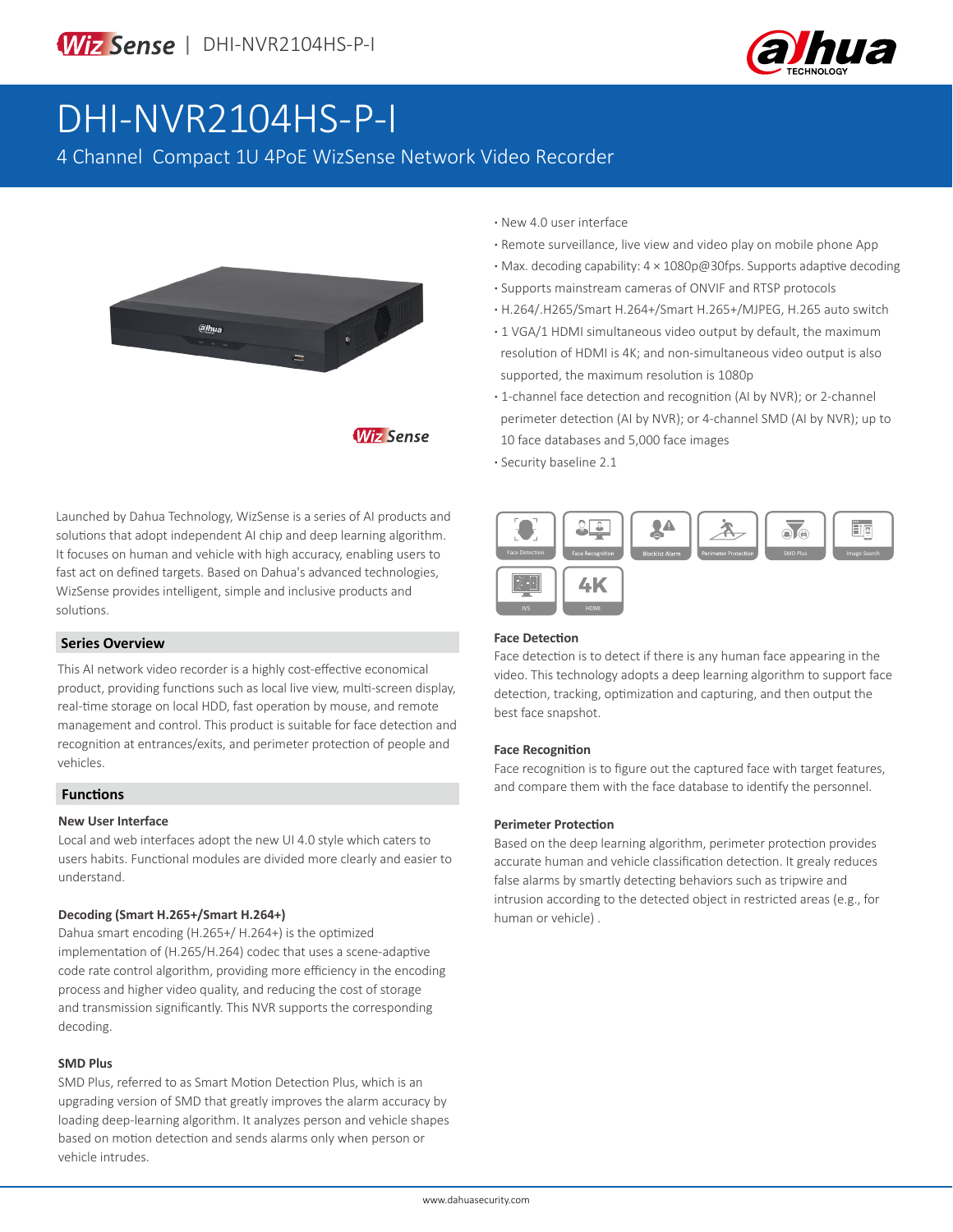# DHI-NVR2104HS-P-I

4 Channel Compact 1U 4PoE WizSense Network Video Recorder

- New 4.0 user interface
- Remote surveillance, live view and video play on mobile phone App
- Max. decoding capability: 4 × 1080p@30fps. Supports adaptive decoding
- Supports mainstream cameras of ONVIF and RTSP protocols
- H.264/.H265/Smart H.264+/Smart H.265+/MJPEG, H.265 auto switch
- 1 VGA/1 HDMI simultaneous video output by default, the maximum resolution of HDMI is 4K; and non-simultaneous video output is also supported, the maximum resolution is 1080p
- 1-channel face detection and recognition (AI by NVR); or 2-channel perimeter detection (AI by NVR); or 4-channel SMD (AI by NVR); up to 10 face databases and 5,000 face images
- Security baseline 2.1

Launched by Dahua Technology, WizSense is a series of AI products and solutions that adopt independent AI chip and deep learning algorithm. It focuses on human and vehicle with high accuracy, enabling users to fast act on defined targets. Based on Dahua's advanced technologies, WizSense provides intelligent, simple and inclusive products and solutions.

## Series Overview

This AI network video recorder is a highly cost-effective economical product, providing functions such as local live view, multi-screen display, real-time storage on local HDD, fast operation by mouse, and remote management and control. This product is suitable for face detection and recognition at entrances/exits, and perimeter protection of people and vehicles.

## Functions

### New User Interface

Local and web interfaces adopt the new UI 4.0 style which caters to users habits. Functional modules are divided more clearly and easier to understand.

### Decoding (Smart H.265+/Smart H.264+)

Dahua smart encoding (H.265+/ H.264+) is the optimized implementation of (H.265/H.264) codec that uses a scene-adaptive code rate control algorithm, providing more efficiency in the encoding process and higher video quality, and reducing the cost of storage and transmission significantly. This NVR supports the corresponding decoding.

### SMD Plus

SMD Plus, referred to as Smart Motion Detection Plus, which is an upgrading version of SMD that greatly improves the alarm accuracy by loading deep-learning algorithm. It analyzes person and vehicle shapes based on motion detection and sends alarms only when person or vehicle intrudes.

### Face Detection

Face detection is to detect if there is any human face appearing in the video. This technology adopts a deep learning algorithm to support face detection, tracking, optimization and capturing, and then output the best face snapshot.

### Face Recognition

Face recognition is to figure out the captured face with target features, and compare them with the face database to identify the personnel.

### Perimeter Protection

Based on the deep learning algorithm, perimeter protection provides accurate human and vehicle classification detection. It grealy reduces false alarms by smartly detecting behaviors such as tripwire and intrusion according to the detected object in restricted areas (e.g., for human or vehicle) .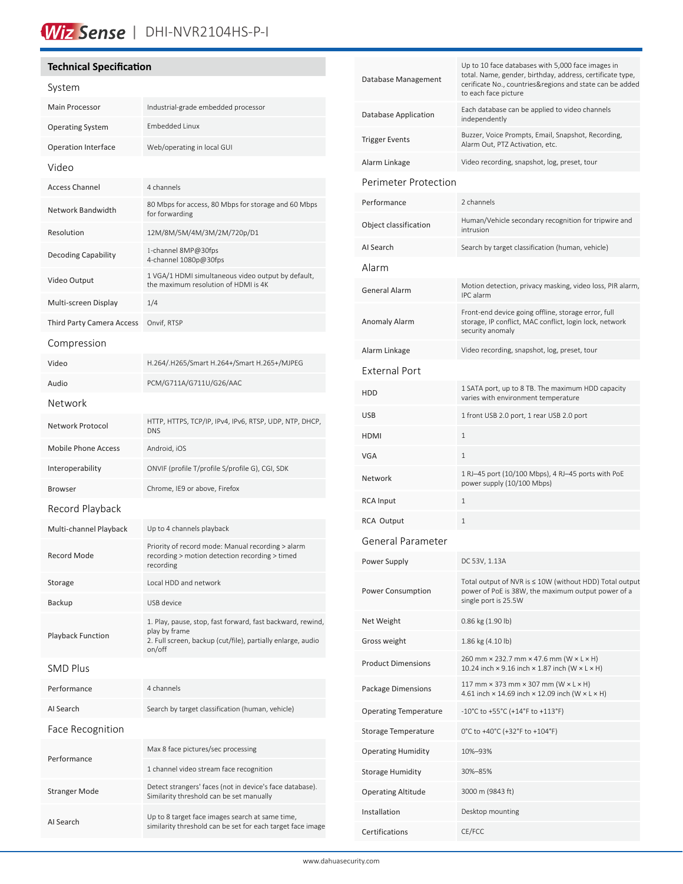# WizSense | DHI-NVR2104HS-P-I

## Technical Specification

### System

| | |
|---|---|
| Main Processor | Industrial-grade embedded processor |
| Operating System | Embedded Linux |
| Operation Interface | Web/operating in local GUI |

### Video

| | |
|---|---|
| Access Channel | 4 channels |
| Network Bandwidth | 80 Mbps for access, 80 Mbps for storage and 60 Mbps for forwarding |
| Resolution | 12M/8M/5M/4M/3M/2M/720p/D1 |
| Decoding Capability | 1-channel 8MP@30fps<br>4-channel 1080p@30fps |
| Video Output | 1 VGA/1 HDMI simultaneous video output by default, the maximum resolution of HDMI is 4K |
| Multi-screen Display | 1/4 |
| Third Party Camera Access | Onvif, RTSP |

### Compression

| | |
|---|---|
| Video | H.264/.H265/Smart H.264+/Smart H.265+/MJPEG |
| Audio | PCM/G711A/G711U/G26/AAC |

### Network

| | |
|---|---|
| Network Protocol | HTTP, HTTPS, TCP/IP, IPv4, IPv6, RTSP, UDP, NTP, DHCP, DNS |
| Mobile Phone Access | Android, iOS |
| Interoperability | ONVIF (profile T/profile S/profile G), CGI, SDK |
| Browser | Chrome, IE9 or above, Firefox |

### Record Playback

| | |
|---|---|
| Multi-channel Playback | Up to 4 channels playback |
| Record Mode | Priority of record mode: Manual recording > alarm recording > motion detection recording > timed recording |
| Storage | Local HDD and network |
| Backup | USB device |
| Playback Function | 1. Play, pause, stop, fast forward, fast backward, rewind, play by frame<br>2. Full screen, backup (cut/file), partially enlarge, audio on/off |

### SMD Plus

| | |
|---|---|
| Performance | 4 channels |
| AI Search | Search by target classification (human, vehicle) |

### Face Recognition

| | |
|---|---|
| Performance | Max 8 face pictures/sec processing<br>1 channel video stream face recognition |
| Stranger Mode | Detect strangers' faces (not in device's face database). Similarity threshold can be set manually |
| AI Search | Up to 8 target face images search at same time, similarity threshold can be set for each target face image |
| Database Management | Up to 10 face databases with 5,000 face images in total. Name, gender, birthday, address, certificate type, cerificate No., countries&regions and state can be added to each face picture |
| Database Application | Each database can be applied to video channels independently |
| Trigger Events | Buzzer, Voice Prompts, Email, Snapshot, Recording, Alarm Out, PTZ Activation, etc. |
| Alarm Linkage | Video recording, snapshot, log, preset, tour |

### Perimeter Protection

| | |
|---|---|
| Performance | 2 channels |
| Object classification | Human/Vehicle secondary recognition for tripwire and intrusion |
| AI Search | Search by target classification (human, vehicle) |

### Alarm

| | |
|---|---|
| General Alarm | Motion detection, privacy masking, video loss, PIR alarm, IPC alarm |
| Anomaly Alarm | Front-end device going offline, storage error, full storage, IP conflict, MAC conflict, login lock, network security anomaly |
| Alarm Linkage | Video recording, snapshot, log, preset, tour |

### External Port

| | |
|---|---|
| HDD | 1 SATA port, up to 8 TB. The maximum HDD capacity varies with environment temperature |
| USB | 1 front USB 2.0 port, 1 rear USB 2.0 port |
| HDMI | 1 |
| VGA | 1 |
| Network | 1 RJ–45 port (10/100 Mbps), 4 RJ–45 ports with PoE power supply (10/100 Mbps) |
| RCA Input | 1 |
| RCA Output | 1 |

### General Parameter

| | |
|---|---|
| Power Supply | DC 53V, 1.13A |
| Power Consumption | Total output of NVR is ≤ 10W (without HDD) Total output power of PoE is 38W, the maximum output power of a single port is 25.5W |
| Net Weight | 0.86 kg (1.90 lb) |
| Gross weight | 1.86 kg (4.10 lb) |
| Product Dimensions | 260 mm × 232.7 mm × 47.6 mm (W × L × H)<br>10.24 inch × 9.16 inch × 1.87 inch (W × L × H) |
| Package Dimensions | 117 mm × 373 mm × 307 mm (W × L × H)<br>4.61 inch × 14.69 inch × 12.09 inch (W × L × H) |
| Operating Temperature | -10°C to +55°C (+14°F to +113°F) |
| Storage Temperature | 0°C to +40°C (+32°F to +104°F) |
| Operating Humidity | 10%–93% |
| Storage Humidity | 30%–85% |
| Operating Altitude | 3000 m (9843 ft) |
| Installation | Desktop mounting |
| Certifications | CE/FCC |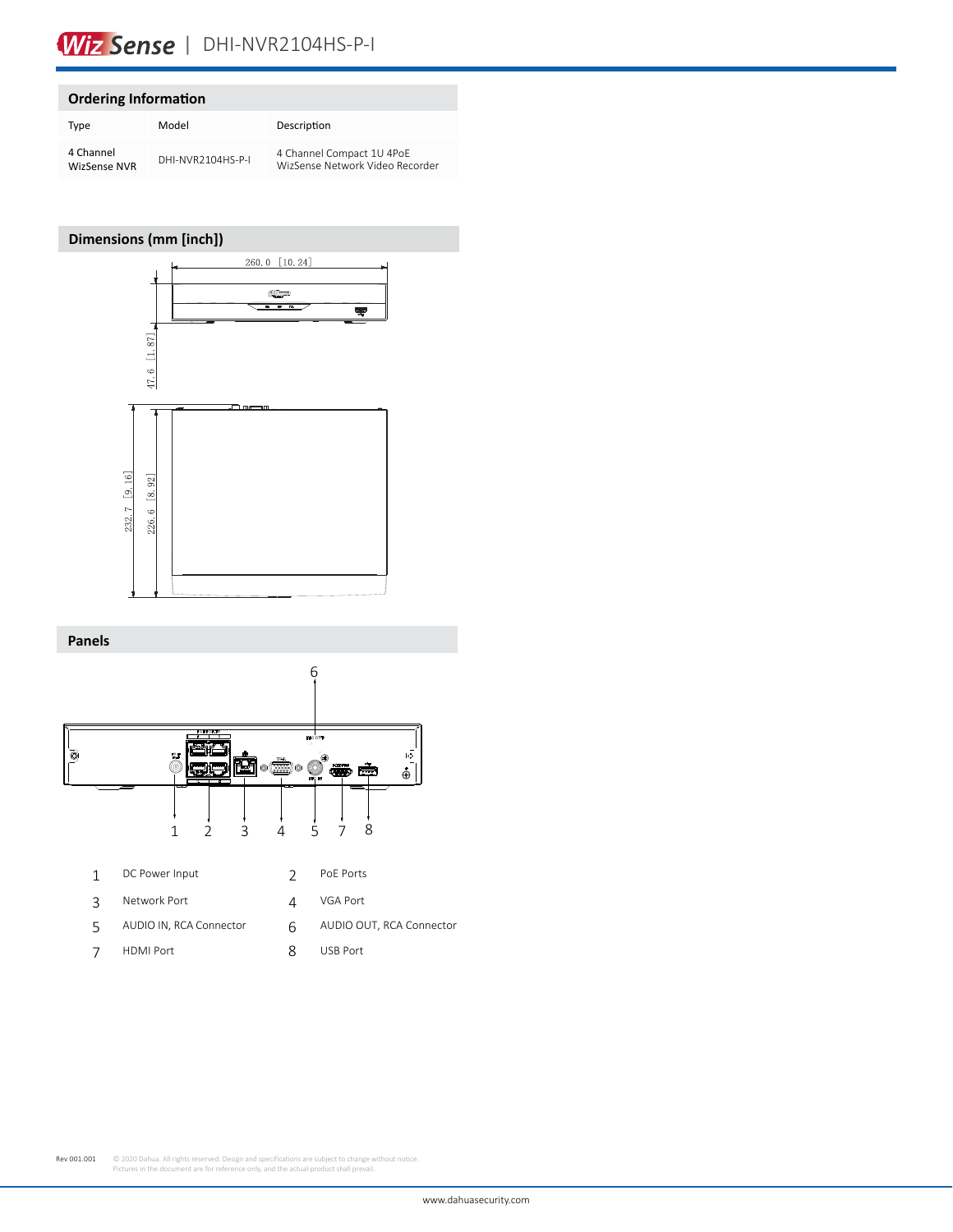## Ordering Information

| Type | Model | Description |
|---|---|---|
| 4 Channel WizSense NVR | DHI-NVR2104HS-P-I | 4 Channel Compact 1U 4PoE WizSense Network Video Recorder |

## Dimensions (mm [inch])

260.0 [10.24]

47.6 [1.87]

232.7 [9.16]

226.6 [8.92]

## Panels

| | | | |
|---|---|---|---|
| 1 | DC Power Input | 2 | PoE Ports |
| 3 | Network Port | 4 | VGA Port |
| 5 | AUDIO IN, RCA Connector | 6 | AUDIO OUT, RCA Connector |
| 7 | HDMI Port | 8 | USB Port |

Rev 001.001 © 2020 Dahua. All rights reserved. Design and specifications are subject to change without notice. Pictures in the document are for reference only, and the actual product shall prevail.

www.dahuasecurity.com